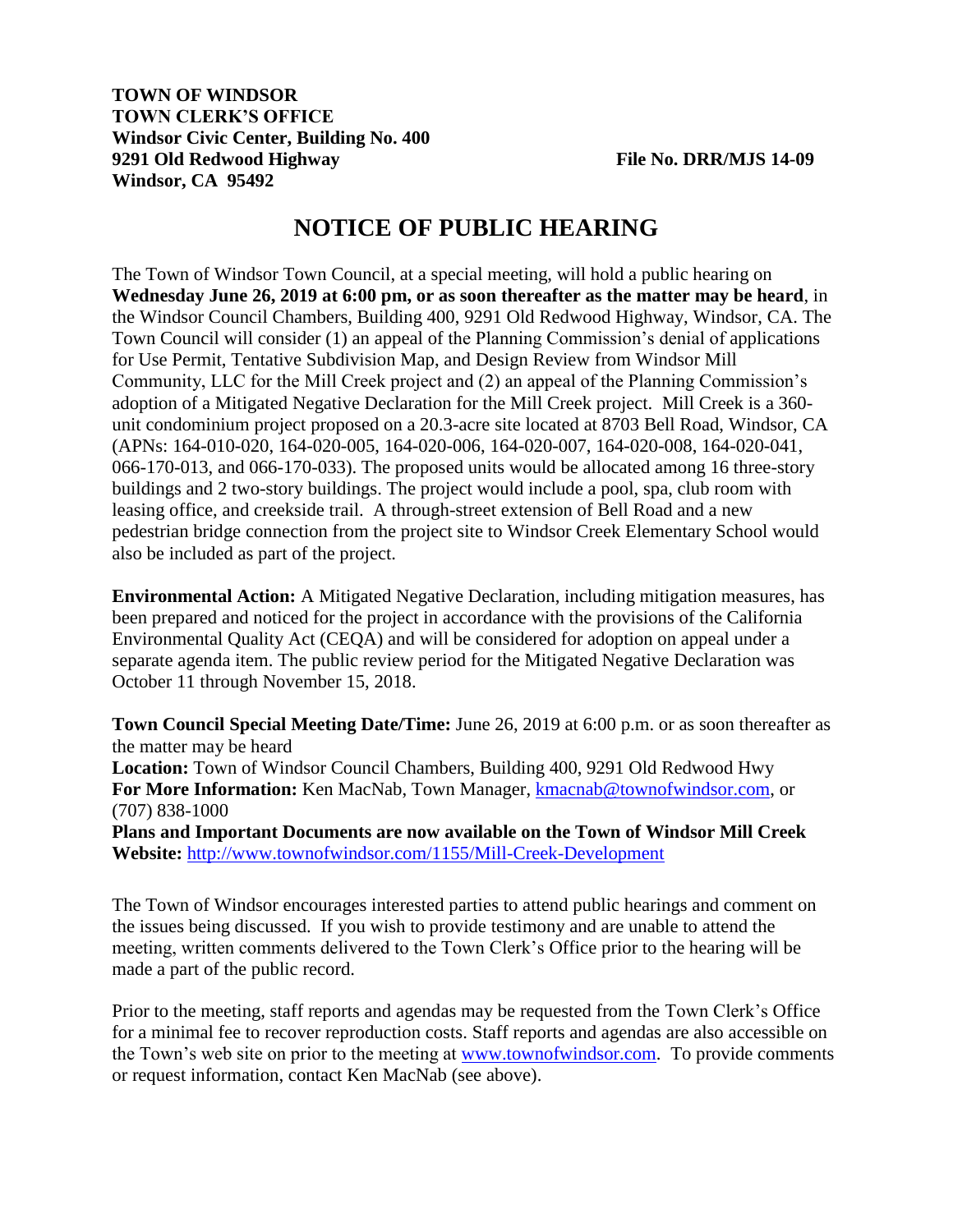**TOWN OF WINDSOR**
**TOWN CLERK'S OFFICE**
**Windsor Civic Center, Building No. 400**
**9291 Old Redwood Highway**
**Windsor, CA 95492**

**File No. DRR/MJS 14-09**

# NOTICE OF PUBLIC HEARING

The Town of Windsor Town Council, at a special meeting, will hold a public hearing on **Wednesday June 26, 2019 at 6:00 pm, or as soon thereafter as the matter may be heard**, in the Windsor Council Chambers, Building 400, 9291 Old Redwood Highway, Windsor, CA. The Town Council will consider (1) an appeal of the Planning Commission's denial of applications for Use Permit, Tentative Subdivision Map, and Design Review from Windsor Mill Community, LLC for the Mill Creek project and (2) an appeal of the Planning Commission's adoption of a Mitigated Negative Declaration for the Mill Creek project. Mill Creek is a 360-unit condominium project proposed on a 20.3-acre site located at 8703 Bell Road, Windsor, CA (APNs: 164-010-020, 164-020-005, 164-020-006, 164-020-007, 164-020-008, 164-020-041, 066-170-013, and 066-170-033). The proposed units would be allocated among 16 three-story buildings and 2 two-story buildings. The project would include a pool, spa, club room with leasing office, and creekside trail. A through-street extension of Bell Road and a new pedestrian bridge connection from the project site to Windsor Creek Elementary School would also be included as part of the project.

**Environmental Action:** A Mitigated Negative Declaration, including mitigation measures, has been prepared and noticed for the project in accordance with the provisions of the California Environmental Quality Act (CEQA) and will be considered for adoption on appeal under a separate agenda item. The public review period for the Mitigated Negative Declaration was October 11 through November 15, 2018.

**Town Council Special Meeting Date/Time:** June 26, 2019 at 6:00 p.m. or as soon thereafter as the matter may be heard
**Location:** Town of Windsor Council Chambers, Building 400, 9291 Old Redwood Hwy
**For More Information:** Ken MacNab, Town Manager, kmacnab@townofwindsor.com, or (707) 838-1000
**Plans and Important Documents are now available on the Town of Windsor Mill Creek Website:** http://www.townofwindsor.com/1155/Mill-Creek-Development

The Town of Windsor encourages interested parties to attend public hearings and comment on the issues being discussed. If you wish to provide testimony and are unable to attend the meeting, written comments delivered to the Town Clerk's Office prior to the hearing will be made a part of the public record.

Prior to the meeting, staff reports and agendas may be requested from the Town Clerk's Office for a minimal fee to recover reproduction costs. Staff reports and agendas are also accessible on the Town's web site on prior to the meeting at www.townofwindsor.com. To provide comments or request information, contact Ken MacNab (see above).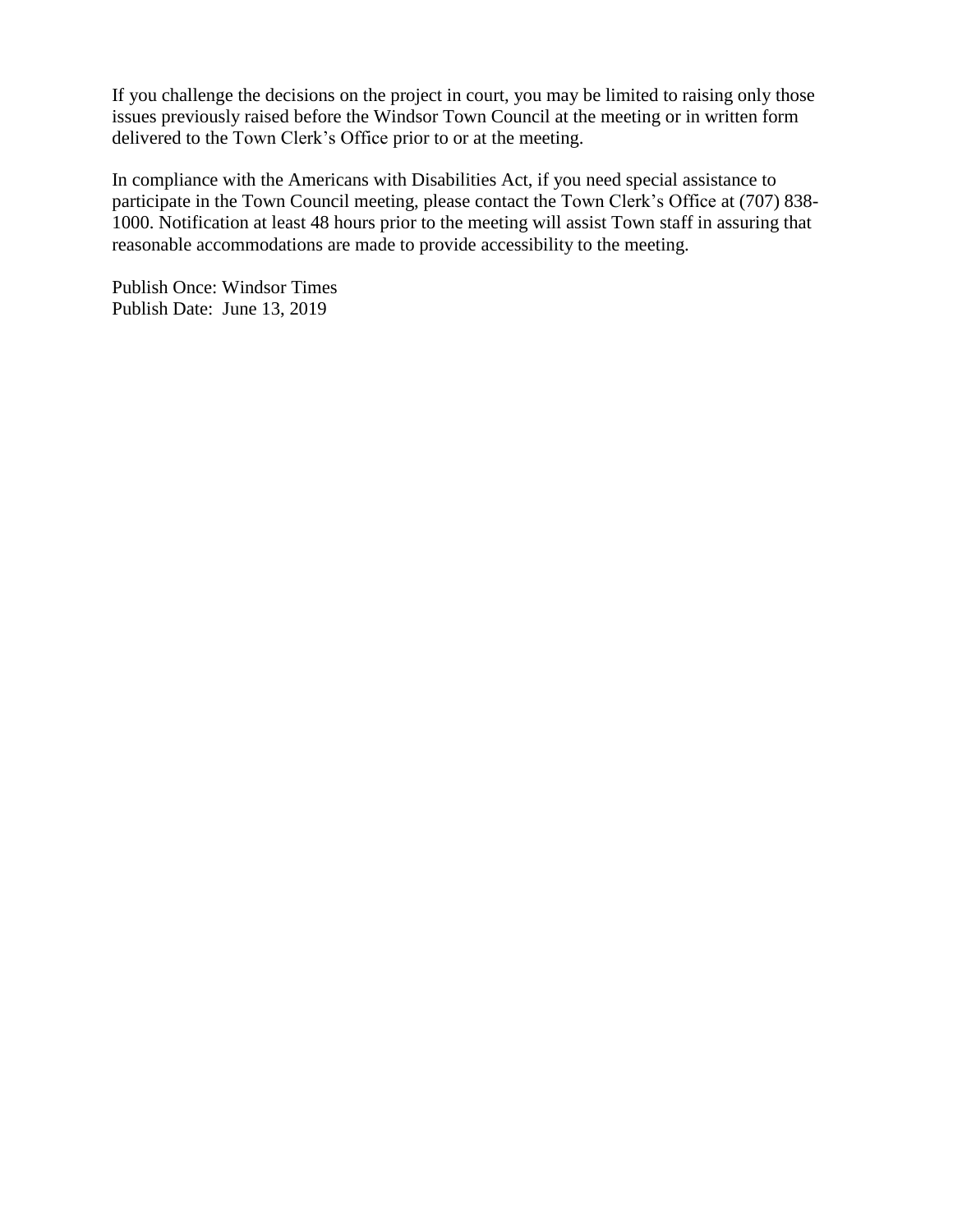If you challenge the decisions on the project in court, you may be limited to raising only those issues previously raised before the Windsor Town Council at the meeting or in written form delivered to the Town Clerk's Office prior to or at the meeting.

In compliance with the Americans with Disabilities Act, if you need special assistance to participate in the Town Council meeting, please contact the Town Clerk's Office at (707) 838-1000. Notification at least 48 hours prior to the meeting will assist Town staff in assuring that reasonable accommodations are made to provide accessibility to the meeting.

Publish Once: Windsor Times
Publish Date: June 13, 2019